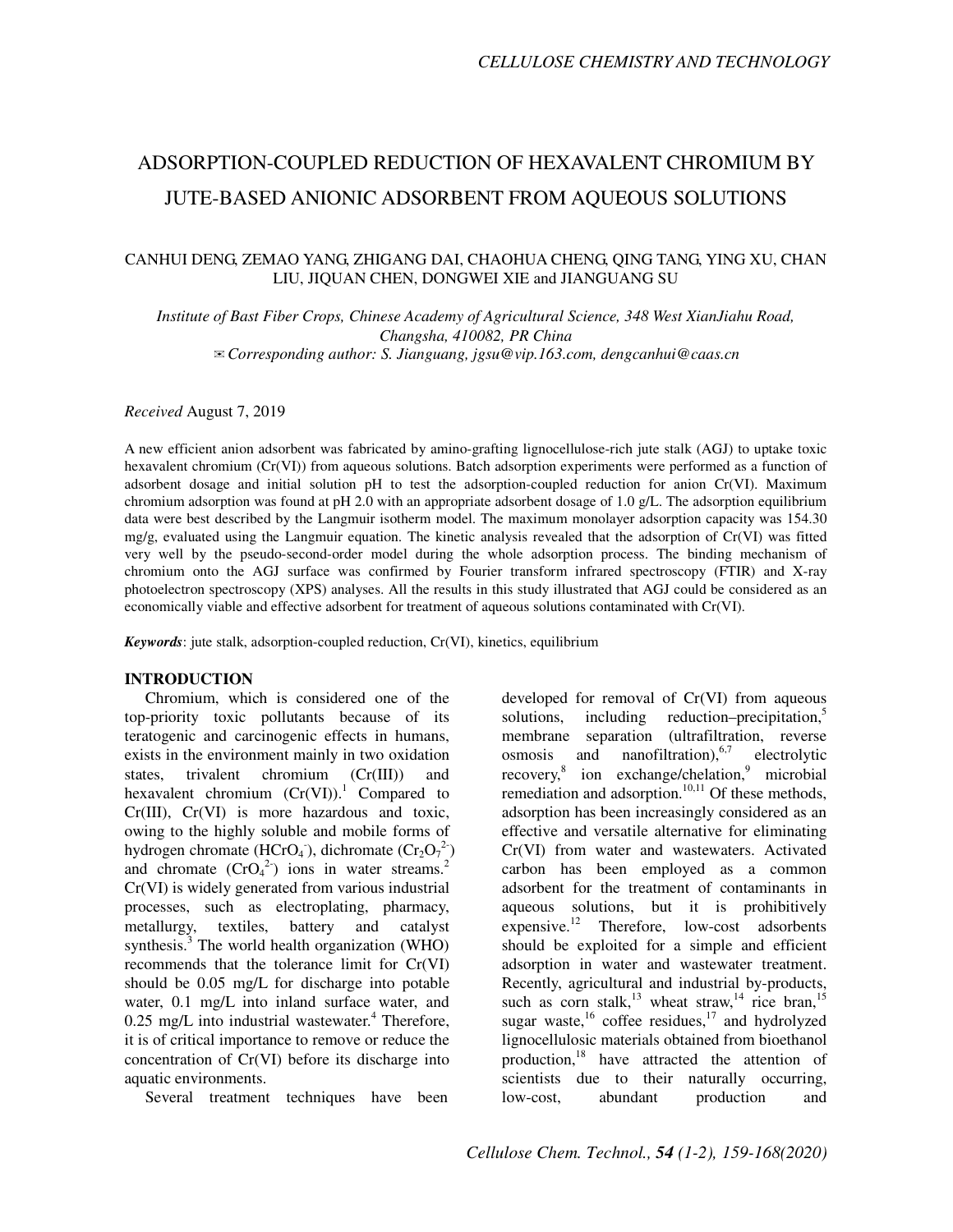# ADSORPTION-COUPLED REDUCTION OF HEXAVALENT CHROMIUM BY JUTE-BASED ANIONIC ADSORBENT FROM AQUEOUS SOLUTIONS

CANHUI DENG, ZEMAO YANG, ZHIGANG DAI, CHAOHUA CHENG, QING TANG, YING XU, CHAN LIU, JIQUAN CHEN, DONGWEI XIE and JIANGUANG SU

*Institute of Bast Fiber Crops, Chinese Academy of Agricultural Science, 348 West XianJiahu Road, Changsha, 410082, PR China*
*✉ Corresponding author: S. Jianguang, jgsu@vip.163.com, dengcanhui@caas.cn*

*Received* August 7, 2019

A new efficient anion adsorbent was fabricated by amino-grafting lignocellulose-rich jute stalk (AGJ) to uptake toxic hexavalent chromium (Cr(VI)) from aqueous solutions. Batch adsorption experiments were performed as a function of adsorbent dosage and initial solution pH to test the adsorption-coupled reduction for anion Cr(VI). Maximum chromium adsorption was found at pH 2.0 with an appropriate adsorbent dosage of 1.0 g/L. The adsorption equilibrium data were best described by the Langmuir isotherm model. The maximum monolayer adsorption capacity was 154.30 mg/g, evaluated using the Langmuir equation. The kinetic analysis revealed that the adsorption of Cr(VI) was fitted very well by the pseudo-second-order model during the whole adsorption process. The binding mechanism of chromium onto the AGJ surface was confirmed by Fourier transform infrared spectroscopy (FTIR) and X-ray photoelectron spectroscopy (XPS) analyses. All the results in this study illustrated that AGJ could be considered as an economically viable and effective adsorbent for treatment of aqueous solutions contaminated with Cr(VI).

***Keywords***: jute stalk, adsorption-coupled reduction, Cr(VI), kinetics, equilibrium

## INTRODUCTION

Chromium, which is considered one of the top-priority toxic pollutants because of its teratogenic and carcinogenic effects in humans, exists in the environment mainly in two oxidation states, trivalent chromium (Cr(III)) and hexavalent chromium (Cr(VI)).[1] Compared to Cr(III), Cr(VI) is more hazardous and toxic, owing to the highly soluble and mobile forms of hydrogen chromate ($HCrO_4^-$), dichromate ($Cr_2O_7^{2-}$) and chromate ($CrO_4^{2-}$) ions in water streams.[2] Cr(VI) is widely generated from various industrial processes, such as electroplating, pharmacy, metallurgy, textiles, battery and catalyst synthesis.[3] The world health organization (WHO) recommends that the tolerance limit for Cr(VI) should be 0.05 mg/L for discharge into potable water, 0.1 mg/L into inland surface water, and 0.25 mg/L into industrial wastewater.[4] Therefore, it is of critical importance to remove or reduce the concentration of Cr(VI) before its discharge into aquatic environments.

Several treatment techniques have been developed for removal of Cr(VI) from aqueous solutions, including reduction–precipitation,[5] membrane separation (ultrafiltration, reverse osmosis and nanofiltration),[6,7] electrolytic recovery,[8] ion exchange/chelation,[9] microbial remediation and adsorption.[10,11] Of these methods, adsorption has been increasingly considered as an effective and versatile alternative for eliminating Cr(VI) from water and wastewaters. Activated carbon has been employed as a common adsorbent for the treatment of contaminants in aqueous solutions, but it is prohibitively expensive.[12] Therefore, low-cost adsorbents should be exploited for a simple and efficient adsorption in water and wastewater treatment. Recently, agricultural and industrial by-products, such as corn stalk,[13] wheat straw,[14] rice bran,[15] sugar waste,[16] coffee residues,[17] and hydrolyzed lignocellulosic materials obtained from bioethanol production,[18] have attracted the attention of scientists due to their naturally occurring, low-cost, abundant production and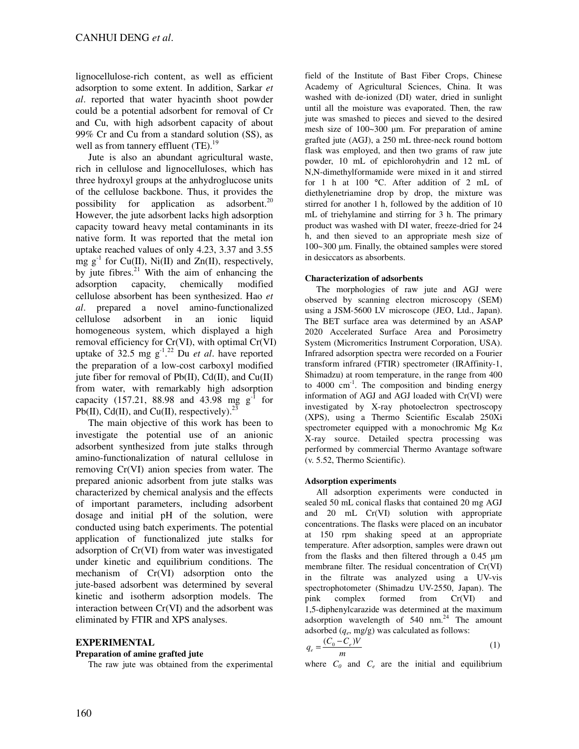lignocellulose-rich content, as well as efficient adsorption to some extent. In addition, Sarkar *et al*. reported that water hyacinth shoot powder could be a potential adsorbent for removal of Cr and Cu, with high adsorbent capacity of about 99% Cr and Cu from a standard solution (SS), as well as from tannery effluent (TE).[19]

Jute is also an abundant agricultural waste, rich in cellulose and lignocelluloses, which has three hydroxyl groups at the anhydroglucose units of the cellulose backbone. Thus, it provides the possibility for application as adsorbent.[20] However, the jute adsorbent lacks high adsorption capacity toward heavy metal contaminants in its native form. It was reported that the metal ion uptake reached values of only 4.23, 3.37 and 3.55 mg $g^{-1}$ for Cu(II), Ni(II) and Zn(II), respectively, by jute fibres.[21] With the aim of enhancing the adsorption capacity, chemically modified cellulose absorbent has been synthesized. Hao *et al*. prepared a novel amino-functionalized cellulose adsorbent in an ionic liquid homogeneous system, which displayed a high removal efficiency for Cr(VI), with optimal Cr(VI) uptake of 32.5 mg $g^{-1}$.[22] Du *et al*. have reported the preparation of a low-cost carboxyl modified jute fiber for removal of Pb(II), Cd(II), and Cu(II) from water, with remarkably high adsorption capacity (157.21, 88.98 and 43.98 mg $g^{-1}$ for Pb(II), Cd(II), and Cu(II), respectively).[23]

The main objective of this work has been to investigate the potential use of an anionic adsorbent synthesized from jute stalks through amino-functionalization of natural cellulose in removing Cr(VI) anion species from water. The prepared anionic adsorbent from jute stalks was characterized by chemical analysis and the effects of important parameters, including adsorbent dosage and initial pH of the solution, were conducted using batch experiments. The potential application of functionalized jute stalks for adsorption of Cr(VI) from water was investigated under kinetic and equilibrium conditions. The mechanism of Cr(VI) adsorption onto the jute-based adsorbent was determined by several kinetic and isotherm adsorption models. The interaction between Cr(VI) and the adsorbent was eliminated by FTIR and XPS analyses.

## EXPERIMENTAL

### Preparation of amine grafted jute

The raw jute was obtained from the experimental field of the Institute of Bast Fiber Crops, Chinese Academy of Agricultural Sciences, China. It was washed with de-ionized (DI) water, dried in sunlight until all the moisture was evaporated. Then, the raw jute was smashed to pieces and sieved to the desired mesh size of 100~300 μm. For preparation of amine grafted jute (AGJ), a 250 mL three-neck round bottom flask was employed, and then two grams of raw jute powder, 10 mL of epichlorohydrin and 12 mL of N,N-dimethylformamide were mixed in it and stirred for 1 h at 100 °C. After addition of 2 mL of diethylenetriamine drop by drop, the mixture was stirred for another 1 h, followed by the addition of 10 mL of triehylamine and stirring for 3 h. The primary product was washed with DI water, freeze-dried for 24 h, and then sieved to an appropriate mesh size of 100~300 μm. Finally, the obtained samples were stored in desiccators as absorbents.

### Characterization of adsorbents

The morphologies of raw jute and AGJ were observed by scanning electron microscopy (SEM) using a JSM-5600 LV microscope (JEO, Ltd., Japan). The BET surface area was determined by an ASAP 2020 Accelerated Surface Area and Porosimetry System (Micromeritics Instrument Corporation, USA). Infrared adsorption spectra were recorded on a Fourier transform infrared (FTIR) spectrometer (IRAffinity-1, Shimadzu) at room temperature, in the range from 400 to 4000 $cm^{-1}$. The composition and binding energy information of AGJ and AGJ loaded with Cr(VI) were investigated by X-ray photoelectron spectroscopy (XPS), using a Thermo Scientific Escalab 250Xi spectrometer equipped with a monochromic Mg K$\alpha$ X-ray source. Detailed spectra processing was performed by commercial Thermo Avantage software (v. 5.52, Thermo Scientific).

### Adsorption experiments

All adsorption experiments were conducted in sealed 50 mL conical flasks that contained 20 mg AGJ and 20 mL Cr(VI) solution with appropriate concentrations. The flasks were placed on an incubator at 150 rpm shaking speed at an appropriate temperature. After adsorption, samples were drawn out from the flasks and then filtered through a 0.45 μm membrane filter. The residual concentration of Cr(VI) in the filtrate was analyzed using a UV-vis spectrophotometer (Shimadzu UV-2550, Japan). The pink complex formed from Cr(VI) and 1,5-diphenylcarazide was determined at the maximum adsorption wavelength of 540 nm.[24] The amount adsorbed ($q_e$, mg/g) was calculated as follows:

$$q_e = \frac{(C_0 - C_e)V}{m} \tag{1}$$

where $C_0$ and $C_e$ are the initial and equilibrium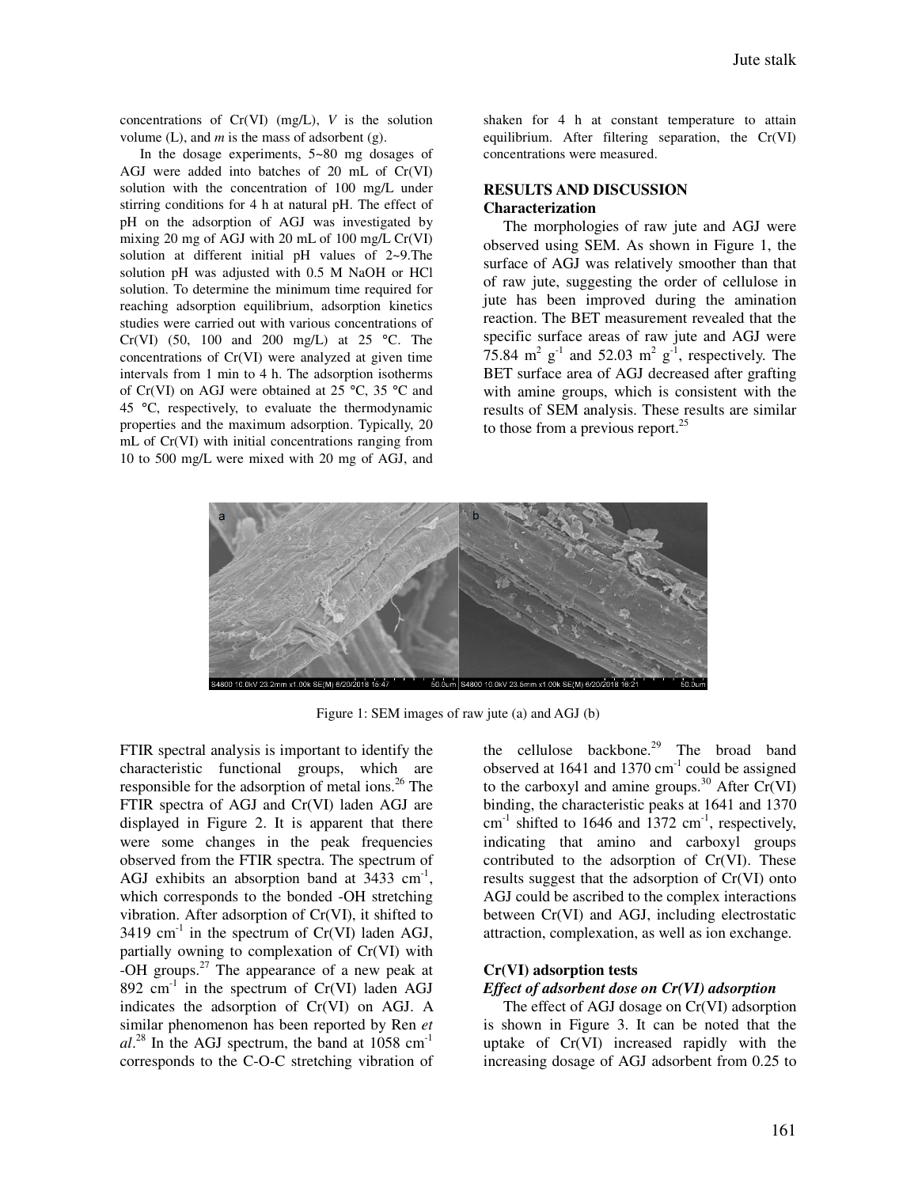concentrations of Cr(VI) (mg/L), $V$ is the solution volume (L), and $m$ is the mass of adsorbent (g).

In the dosage experiments, 5~80 mg dosages of AGJ were added into batches of 20 mL of Cr(VI) solution with the concentration of 100 mg/L under stirring conditions for 4 h at natural pH. The effect of pH on the adsorption of AGJ was investigated by mixing 20 mg of AGJ with 20 mL of 100 mg/L Cr(VI) solution at different initial pH values of 2~9.The solution pH was adjusted with 0.5 M NaOH or HCl solution. To determine the minimum time required for reaching adsorption equilibrium, adsorption kinetics studies were carried out with various concentrations of Cr(VI) (50, 100 and 200 mg/L) at 25 °C. The concentrations of Cr(VI) were analyzed at given time intervals from 1 min to 4 h. The adsorption isotherms of Cr(VI) on AGJ were obtained at 25 °C, 35 °C and 45 °C, respectively, to evaluate the thermodynamic properties and the maximum adsorption. Typically, 20 mL of Cr(VI) with initial concentrations ranging from 10 to 500 mg/L were mixed with 20 mg of AGJ, and shaken for 4 h at constant temperature to attain equilibrium. After filtering separation, the Cr(VI) concentrations were measured.

## RESULTS AND DISCUSSION

### Characterization

The morphologies of raw jute and AGJ were observed using SEM. As shown in Figure 1, the surface of AGJ was relatively smoother than that of raw jute, suggesting the order of cellulose in jute has been improved during the amination reaction. The BET measurement revealed that the specific surface areas of raw jute and AGJ were 75.84 $m^2\ g^{-1}$ and 52.03 $m^2\ g^{-1}$, respectively. The BET surface area of AGJ decreased after grafting with amine groups, which is consistent with the results of SEM analysis. These results are similar to those from a previous report.[25]

Figure 1: SEM images of raw jute (a) and AGJ (b)

FTIR spectral analysis is important to identify the characteristic functional groups, which are responsible for the adsorption of metal ions.[26] The FTIR spectra of AGJ and Cr(VI) laden AGJ are displayed in Figure 2. It is apparent that there were some changes in the peak frequencies observed from the FTIR spectra. The spectrum of AGJ exhibits an absorption band at 3433 $cm^{-1}$, which corresponds to the bonded -OH stretching vibration. After adsorption of Cr(VI), it shifted to 3419 $cm^{-1}$ in the spectrum of Cr(VI) laden AGJ, partially owning to complexation of Cr(VI) with -OH groups.[27] The appearance of a new peak at 892 $cm^{-1}$ in the spectrum of Cr(VI) laden AGJ indicates the adsorption of Cr(VI) on AGJ. A similar phenomenon has been reported by Ren *et al*.[28] In the AGJ spectrum, the band at 1058 $cm^{-1}$ corresponds to the C-O-C stretching vibration of the cellulose backbone.[29] The broad band observed at 1641 and 1370 $cm^{-1}$ could be assigned to the carboxyl and amine groups.[30] After Cr(VI) binding, the characteristic peaks at 1641 and 1370 $cm^{-1}$ shifted to 1646 and 1372 $cm^{-1}$, respectively, indicating that amino and carboxyl groups contributed to the adsorption of Cr(VI). These results suggest that the adsorption of Cr(VI) onto AGJ could be ascribed to the complex interactions between Cr(VI) and AGJ, including electrostatic attraction, complexation, as well as ion exchange.

### Cr(VI) adsorption tests

#### *Effect of adsorbent dose on Cr(VI) adsorption*

The effect of AGJ dosage on Cr(VI) adsorption is shown in Figure 3. It can be noted that the uptake of Cr(VI) increased rapidly with the increasing dosage of AGJ adsorbent from 0.25 to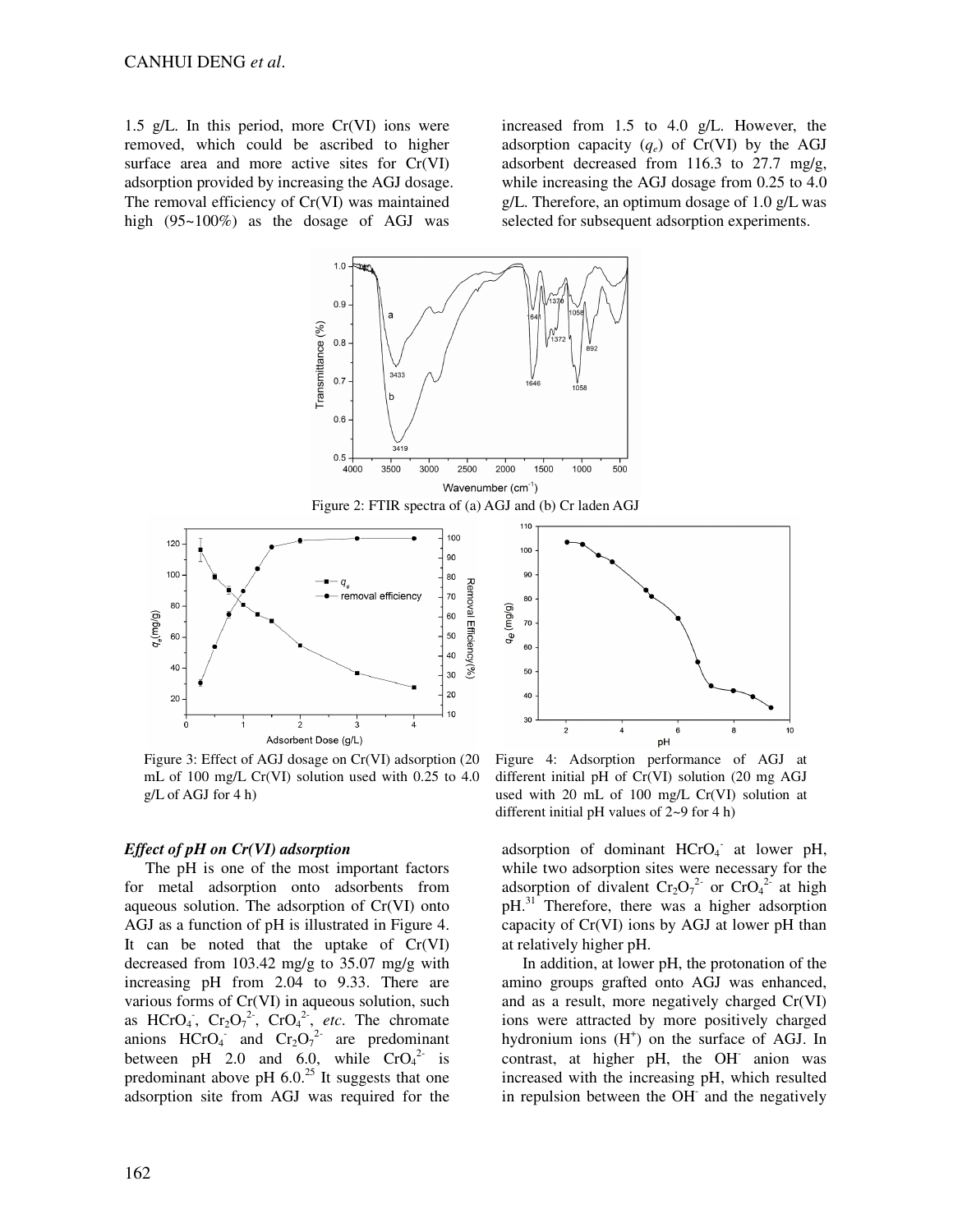1.5 g/L. In this period, more Cr(VI) ions were removed, which could be ascribed to higher surface area and more active sites for Cr(VI) adsorption provided by increasing the AGJ dosage. The removal efficiency of Cr(VI) was maintained high (95~100%) as the dosage of AGJ was increased from 1.5 to 4.0 g/L. However, the adsorption capacity ($q_e$) of Cr(VI) by the AGJ adsorbent decreased from 116.3 to 27.7 mg/g, while increasing the AGJ dosage from 0.25 to 4.0 g/L. Therefore, an optimum dosage of 1.0 g/L was selected for subsequent adsorption experiments.

Figure 2: FTIR spectra of (a) AGJ and (b) Cr laden AGJ

Figure 3: Effect of AGJ dosage on Cr(VI) adsorption (20 mL of 100 mg/L Cr(VI) solution used with 0.25 to 4.0 g/L of AGJ for 4 h)

Figure 4: Adsorption performance of AGJ at different initial pH of Cr(VI) solution (20 mg AGJ used with 20 mL of 100 mg/L Cr(VI) solution at different initial pH values of 2~9 for 4 h)

### *Effect of pH on Cr(VI) adsorption*

The pH is one of the most important factors for metal adsorption onto adsorbents from aqueous solution. The adsorption of Cr(VI) onto AGJ as a function of pH is illustrated in Figure 4. It can be noted that the uptake of Cr(VI) decreased from 103.42 mg/g to 35.07 mg/g with increasing pH from 2.04 to 9.33. There are various forms of Cr(VI) in aqueous solution, such as $HCrO_4^-$, $Cr_2O_7^{2-}$, $CrO_4^{2-}$, *etc*. The chromate anions $HCrO_4^-$ and $Cr_2O_7^{2-}$ are predominant between pH 2.0 and 6.0, while $CrO_4^{2-}$ is predominant above pH 6.0.[25] It suggests that one adsorption site from AGJ was required for the adsorption of dominant $HCrO_4^-$ at lower pH, while two adsorption sites were necessary for the adsorption of divalent $Cr_2O_7^{2-}$ or $CrO_4^{2-}$ at high pH.[31] Therefore, there was a higher adsorption capacity of Cr(VI) ions by AGJ at lower pH than at relatively higher pH.

In addition, at lower pH, the protonation of the amino groups grafted onto AGJ was enhanced, and as a result, more negatively charged Cr(VI) ions were attracted by more positively charged hydronium ions ($H^+$) on the surface of AGJ. In contrast, at higher pH, the $OH^-$ anion was increased with the increasing pH, which resulted in repulsion between the $OH^-$ and the negatively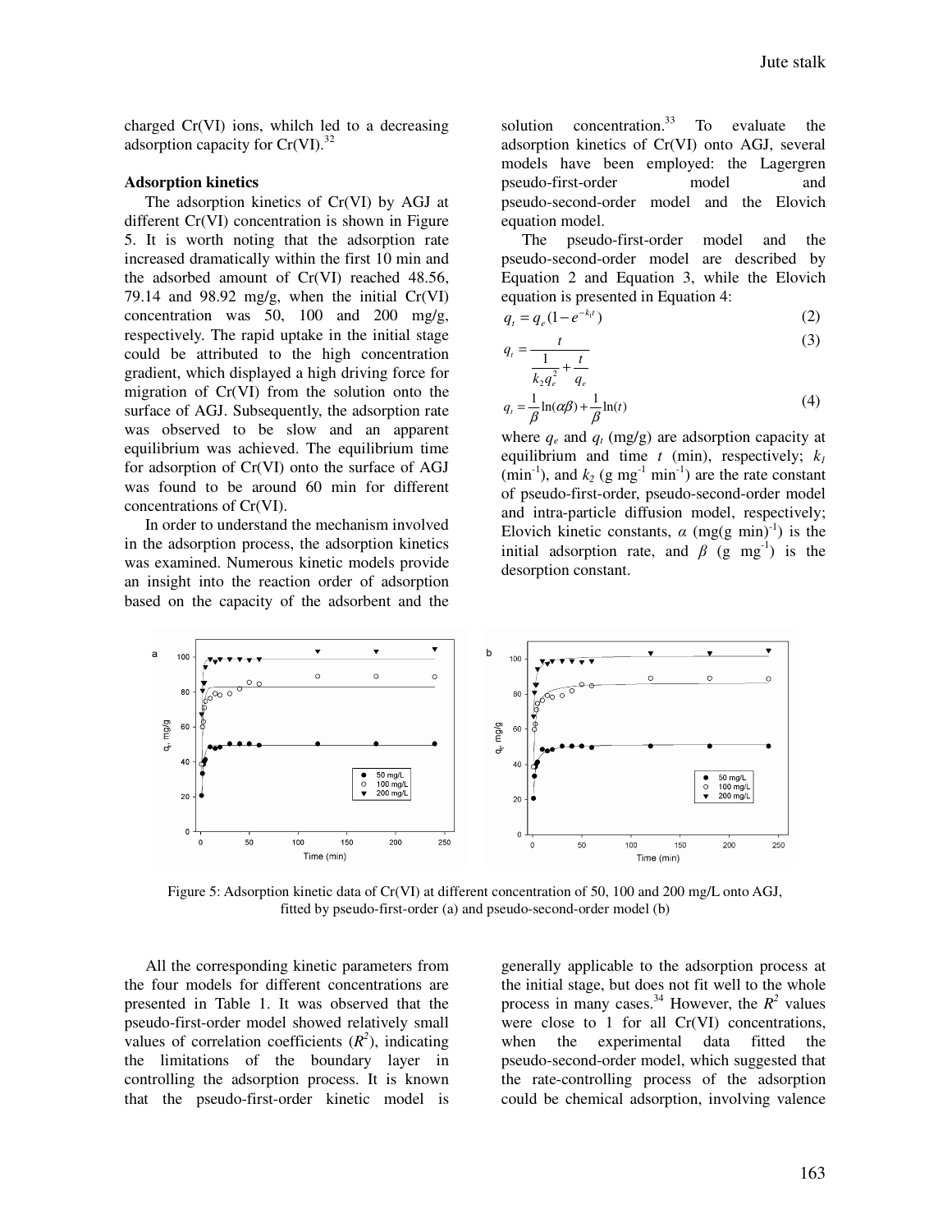charged Cr(VI) ions, whilch led to a decreasing adsorption capacity for Cr(VI).[32]

### Adsorption kinetics

The adsorption kinetics of Cr(VI) by AGJ at different Cr(VI) concentration is shown in Figure 5. It is worth noting that the adsorption rate increased dramatically within the first 10 min and the adsorbed amount of Cr(VI) reached 48.56, 79.14 and 98.92 mg/g, when the initial Cr(VI) concentration was 50, 100 and 200 mg/g, respectively. The rapid uptake in the initial stage could be attributed to the high concentration gradient, which displayed a high driving force for migration of Cr(VI) from the solution onto the surface of AGJ. Subsequently, the adsorption rate was observed to be slow and an apparent equilibrium was achieved. The equilibrium time for adsorption of Cr(VI) onto the surface of AGJ was found to be around 60 min for different concentrations of Cr(VI).

In order to understand the mechanism involved in the adsorption process, the adsorption kinetics was examined. Numerous kinetic models provide an insight into the reaction order of adsorption based on the capacity of the adsorbent and the solution concentration.[33] To evaluate the adsorption kinetics of Cr(VI) onto AGJ, several models have been employed: the Lagergren pseudo-first-order model and pseudo-second-order model and the Elovich equation model.

The pseudo-first-order model and the pseudo-second-order model are described by Equation 2 and Equation 3, while the Elovich equation is presented in Equation 4:

$$q_t = q_e(1 - e^{-k_1 t}) \tag{2}$$

$$q_t = \frac{t}{\frac{1}{k_2 q_e^2} + \frac{t}{q_e}} \tag{3}$$

$$q_t = \frac{1}{\beta}\ln(\alpha\beta) + \frac{1}{\beta}\ln(t) \tag{4}$$

where $q_e$ and $q_t$ (mg/g) are adsorption capacity at equilibrium and time $t$ (min), respectively; $k_1$ (min$^{-1}$), and $k_2$ (g mg$^{-1}$ min$^{-1}$) are the rate constant of pseudo-first-order, pseudo-second-order model and intra-particle diffusion model, respectively; Elovich kinetic constants, $\alpha$ (mg(g min)$^{-1}$) is the initial adsorption rate, and $\beta$ (g mg$^{-1}$) is the desorption constant.

Figure 5: Adsorption kinetic data of Cr(VI) at different concentration of 50, 100 and 200 mg/L onto AGJ, fitted by pseudo-first-order (a) and pseudo-second-order model (b)

All the corresponding kinetic parameters from the four models for different concentrations are presented in Table 1. It was observed that the pseudo-first-order model showed relatively small values of correlation coefficients ($R^2$), indicating the limitations of the boundary layer in controlling the adsorption process. It is known that the pseudo-first-order kinetic model is generally applicable to the adsorption process at the initial stage, but does not fit well to the whole process in many cases.[34] However, the $R^2$ values were close to 1 for all Cr(VI) concentrations, when the experimental data fitted the pseudo-second-order model, which suggested that the rate-controlling process of the adsorption could be chemical adsorption, involving valence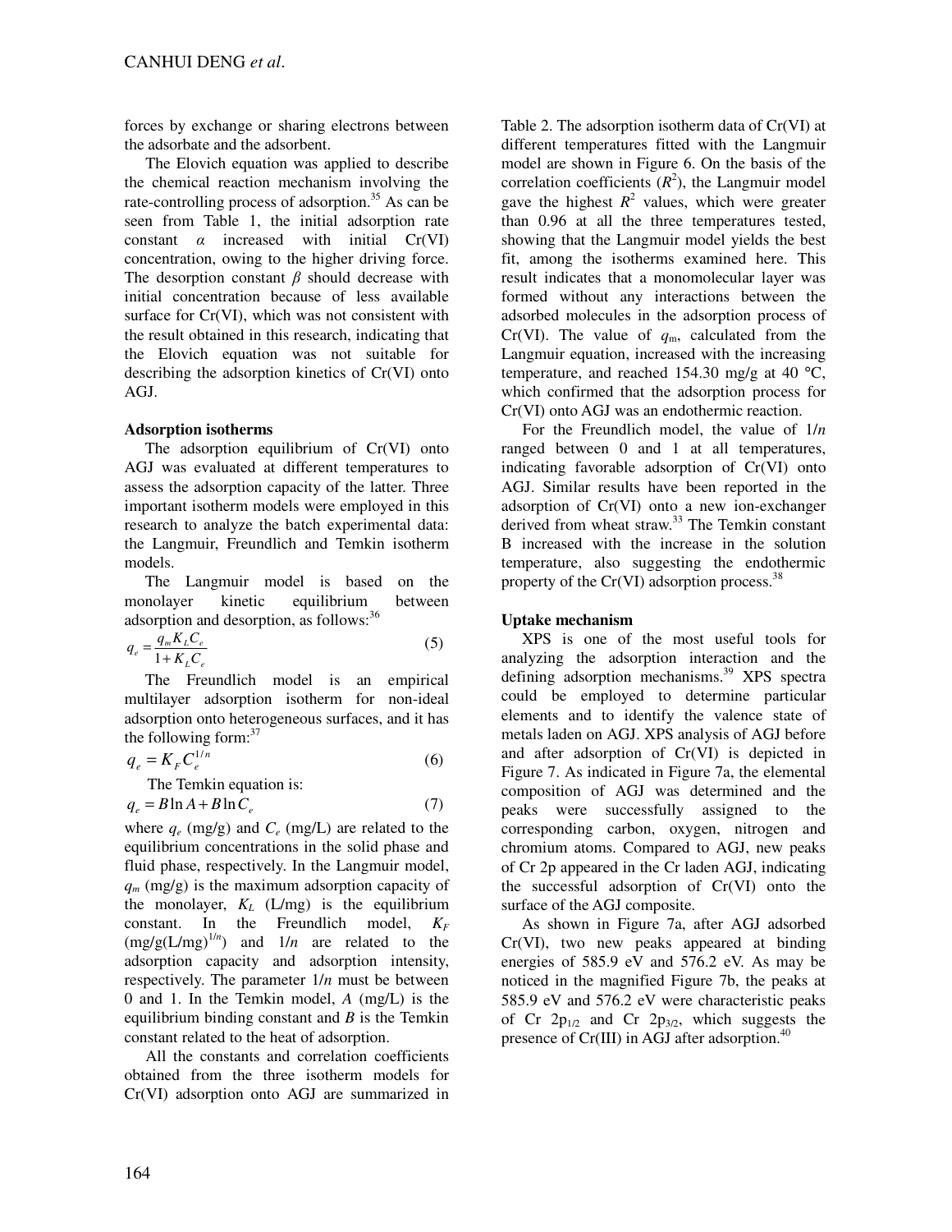forces by exchange or sharing electrons between the adsorbate and the adsorbent.

The Elovich equation was applied to describe the chemical reaction mechanism involving the rate-controlling process of adsorption.[35] As can be seen from Table 1, the initial adsorption rate constant $\alpha$ increased with initial Cr(VI) concentration, owing to the higher driving force. The desorption constant $\beta$ should decrease with initial concentration because of less available surface for Cr(VI), which was not consistent with the result obtained in this research, indicating that the Elovich equation was not suitable for describing the adsorption kinetics of Cr(VI) onto AGJ.

**Adsorption isotherms**

The adsorption equilibrium of Cr(VI) onto AGJ was evaluated at different temperatures to assess the adsorption capacity of the latter. Three important isotherm models were employed in this research to analyze the batch experimental data: the Langmuir, Freundlich and Temkin isotherm models.

The Langmuir model is based on the monolayer kinetic equilibrium between adsorption and desorption, as follows:[36]

$$q_e = \frac{q_m K_L C_e}{1 + K_L C_e} \tag{5}$$

The Freundlich model is an empirical multilayer adsorption isotherm for non-ideal adsorption onto heterogeneous surfaces, and it has the following form:[37]

$$q_e = K_F C_e^{1/n} \tag{6}$$

The Temkin equation is:

$$q_e = B \ln A + B \ln C_e \tag{7}$$

where $q_e$ (mg/g) and $C_e$ (mg/L) are related to the equilibrium concentrations in the solid phase and fluid phase, respectively. In the Langmuir model, $q_m$ (mg/g) is the maximum adsorption capacity of the monolayer, $K_L$ (L/mg) is the equilibrium constant. In the Freundlich model, $K_F$ (mg/g(L/mg)$^{1/n}$) and $1/n$ are related to the adsorption capacity and adsorption intensity, respectively. The parameter $1/n$ must be between 0 and 1. In the Temkin model, $A$ (mg/L) is the equilibrium binding constant and $B$ is the Temkin constant related to the heat of adsorption.

All the constants and correlation coefficients obtained from the three isotherm models for Cr(VI) adsorption onto AGJ are summarized in Table 2. The adsorption isotherm data of Cr(VI) at different temperatures fitted with the Langmuir model are shown in Figure 6. On the basis of the correlation coefficients ($R^2$), the Langmuir model gave the highest $R^2$ values, which were greater than 0.96 at all the three temperatures tested, showing that the Langmuir model yields the best fit, among the isotherms examined here. This result indicates that a monomolecular layer was formed without any interactions between the adsorbed molecules in the adsorption process of Cr(VI). The value of $q_m$, calculated from the Langmuir equation, increased with the increasing temperature, and reached 154.30 mg/g at 40 °C, which confirmed that the adsorption process for Cr(VI) onto AGJ was an endothermic reaction.

For the Freundlich model, the value of $1/n$ ranged between 0 and 1 at all temperatures, indicating favorable adsorption of Cr(VI) onto AGJ. Similar results have been reported in the adsorption of Cr(VI) onto a new ion-exchanger derived from wheat straw.[33] The Temkin constant B increased with the increase in the solution temperature, also suggesting the endothermic property of the Cr(VI) adsorption process.[38]

**Uptake mechanism**

XPS is one of the most useful tools for analyzing the adsorption interaction and the defining adsorption mechanisms.[39] XPS spectra could be employed to determine particular elements and to identify the valence state of metals laden on AGJ. XPS analysis of AGJ before and after adsorption of Cr(VI) is depicted in Figure 7. As indicated in Figure 7a, the elemental composition of AGJ was determined and the peaks were successfully assigned to the corresponding carbon, oxygen, nitrogen and chromium atoms. Compared to AGJ, new peaks of Cr 2p appeared in the Cr laden AGJ, indicating the successful adsorption of Cr(VI) onto the surface of the AGJ composite.

As shown in Figure 7a, after AGJ adsorbed Cr(VI), two new peaks appeared at binding energies of 585.9 eV and 576.2 eV. As may be noticed in the magnified Figure 7b, the peaks at 585.9 eV and 576.2 eV were characteristic peaks of Cr $2p_{1/2}$ and Cr $2p_{3/2}$, which suggests the presence of Cr(III) in AGJ after adsorption.[40]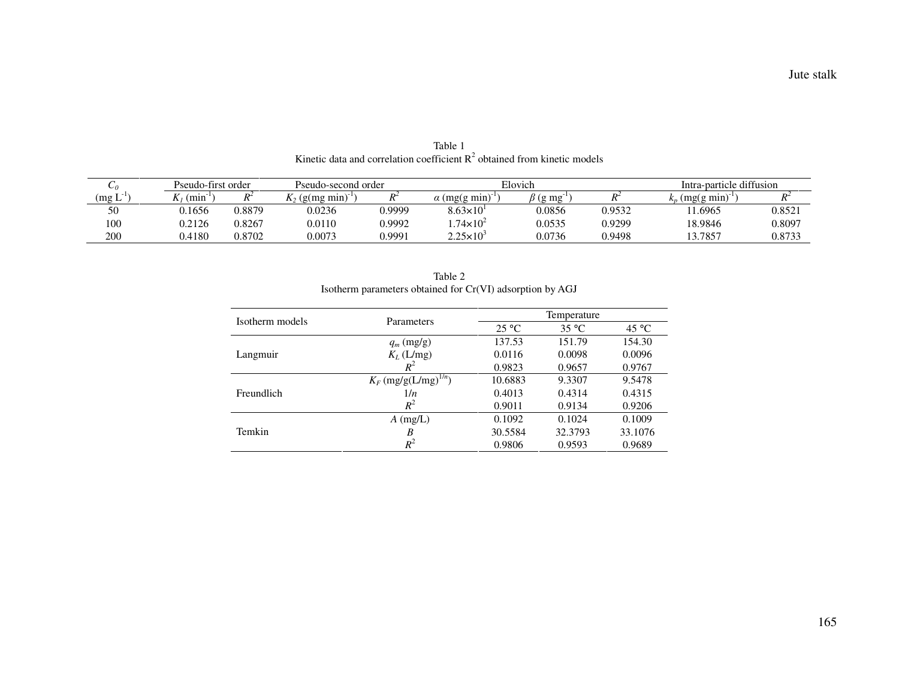Table 1
Kinetic data and correlation coefficient $R^2$ obtained from kinetic models

| $C_0$ (mg $L^{-1}$) | Pseudo-first order | | Pseudo-second order | | Elovich | | | Intra-particle diffusion | |
|---|---|---|---|---|---|---|---|---|---|
| | $K_1$ ($min^{-1}$) | $R^2$ | $K_2$ (g(mg min)$^{-1}$) | $R^2$ | $\alpha$ (mg(g min)$^{-1}$) | $\beta$ (g $mg^{-1}$) | $R^2$ | $k_p$ (mg(g min)$^{-1}$) | $R^2$ |
| 50 | 0.1656 | 0.8879 | 0.0236 | 0.9999 | $8.63\times10^1$ | 0.0856 | 0.9532 | 11.6965 | 0.8521 |
| 100 | 0.2126 | 0.8267 | 0.0110 | 0.9992 | $1.74\times10^2$ | 0.0535 | 0.9299 | 18.9846 | 0.8097 |
| 200 | 0.4180 | 0.8702 | 0.0073 | 0.9991 | $2.25\times10^3$ | 0.0736 | 0.9498 | 13.7857 | 0.8733 |

Table 2
Isotherm parameters obtained for Cr(VI) adsorption by AGJ

| Isotherm models | Parameters | Temperature | | |
|---|---|---|---|---|
| | | 25 °C | 35 °C | 45 °C |
| Langmuir | $q_m$ (mg/g) | 137.53 | 151.79 | 154.30 |
| | $K_L$ (L/mg) | 0.0116 | 0.0098 | 0.0096 |
| | $R^2$ | 0.9823 | 0.9657 | 0.9767 |
| Freundlich | $K_F$ (mg/g(L/mg)$^{1/n}$) | 10.6883 | 9.3307 | 9.5478 |
| | $1/n$ | 0.4013 | 0.4314 | 0.4315 |
| | $R^2$ | 0.9011 | 0.9134 | 0.9206 |
| Temkin | $A$ (mg/L) | 0.1092 | 0.1024 | 0.1009 |
| | $B$ | 30.5584 | 32.3793 | 33.1076 |
| | $R^2$ | 0.9806 | 0.9593 | 0.9689 |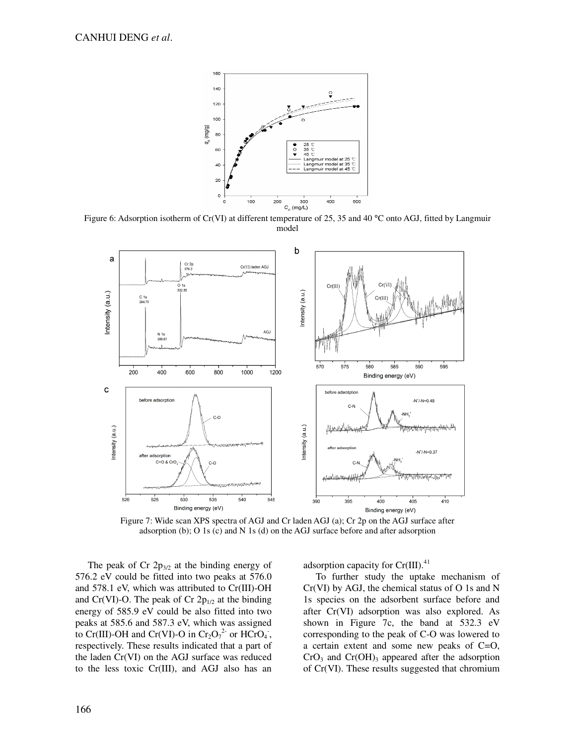Figure 6: Adsorption isotherm of Cr(VI) at different temperature of 25, 35 and 40 °C onto AGJ, fitted by Langmuir model

Figure 7: Wide scan XPS spectra of AGJ and Cr laden AGJ (a); Cr 2p on the AGJ surface after adsorption (b); O 1s (c) and N 1s (d) on the AGJ surface before and after adsorption

The peak of Cr $2p_{3/2}$ at the binding energy of 576.2 eV could be fitted into two peaks at 576.0 and 578.1 eV, which was attributed to Cr(III)-OH and Cr(VI)-O. The peak of Cr $2p_{1/2}$ at the binding energy of 585.9 eV could be also fitted into two peaks at 585.6 and 587.3 eV, which was assigned to Cr(III)-OH and Cr(VI)-O in $Cr_2O_7^{2-}$ or $HCrO_4^-$, respectively. These results indicated that a part of the laden Cr(VI) on the AGJ surface was reduced to the less toxic Cr(III), and AGJ also has an adsorption capacity for Cr(III).[41]

To further study the uptake mechanism of Cr(VI) by AGJ, the chemical status of O 1s and N 1s species on the adsorbent surface before and after Cr(VI) adsorption was also explored. As shown in Figure 7c, the band at 532.3 eV corresponding to the peak of C-O was lowered to a certain extent and some new peaks of C=O, $CrO_3$ and $Cr(OH)_3$ appeared after the adsorption of Cr(VI). These results suggested that chromium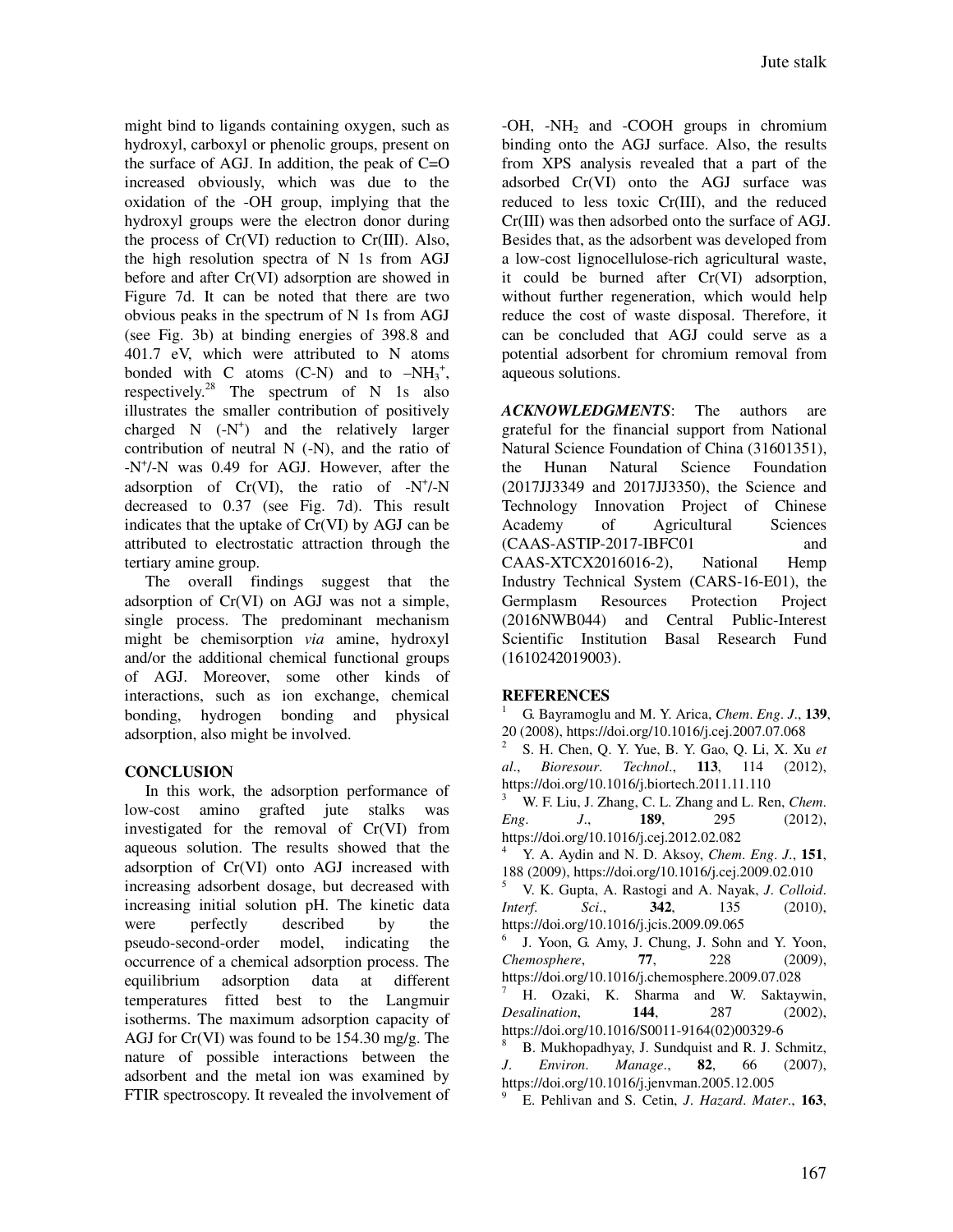might bind to ligands containing oxygen, such as hydroxyl, carboxyl or phenolic groups, present on the surface of AGJ. In addition, the peak of C=O increased obviously, which was due to the oxidation of the -OH group, implying that the hydroxyl groups were the electron donor during the process of Cr(VI) reduction to Cr(III). Also, the high resolution spectra of N 1s from AGJ before and after Cr(VI) adsorption are showed in Figure 7d. It can be noted that there are two obvious peaks in the spectrum of N 1s from AGJ (see Fig. 3b) at binding energies of 398.8 and 401.7 eV, which were attributed to N atoms bonded with C atoms (C-N) and to $–NH_3^+$, respectively.[28] The spectrum of N 1s also illustrates the smaller contribution of positively charged N ($-N^+$) and the relatively larger contribution of neutral N (-N), and the ratio of $-N^+$/-N was 0.49 for AGJ. However, after the adsorption of Cr(VI), the ratio of $-N^+$/-N decreased to 0.37 (see Fig. 7d). This result indicates that the uptake of Cr(VI) by AGJ can be attributed to electrostatic attraction through the tertiary amine group.

The overall findings suggest that the adsorption of Cr(VI) on AGJ was not a simple, single process. The predominant mechanism might be chemisorption *via* amine, hydroxyl and/or the additional chemical functional groups of AGJ. Moreover, some other kinds of interactions, such as ion exchange, chemical bonding, hydrogen bonding and physical adsorption, also might be involved.

## CONCLUSION

In this work, the adsorption performance of low-cost amino grafted jute stalks was investigated for the removal of Cr(VI) from aqueous solution. The results showed that the adsorption of Cr(VI) onto AGJ increased with increasing adsorbent dosage, but decreased with increasing initial solution pH. The kinetic data were perfectly described by the pseudo-second-order model, indicating the occurrence of a chemical adsorption process. The equilibrium adsorption data at different temperatures fitted best to the Langmuir isotherms. The maximum adsorption capacity of AGJ for Cr(VI) was found to be 154.30 mg/g. The nature of possible interactions between the adsorbent and the metal ion was examined by FTIR spectroscopy. It revealed the involvement of -OH, $-NH_2$ and -COOH groups in chromium binding onto the AGJ surface. Also, the results from XPS analysis revealed that a part of the adsorbed Cr(VI) onto the AGJ surface was reduced to less toxic Cr(III), and the reduced Cr(III) was then adsorbed onto the surface of AGJ. Besides that, as the adsorbent was developed from a low-cost lignocellulose-rich agricultural waste, it could be burned after Cr(VI) adsorption, without further regeneration, which would help reduce the cost of waste disposal. Therefore, it can be concluded that AGJ could serve as a potential adsorbent for chromium removal from aqueous solutions.

***ACKNOWLEDGMENTS***: The authors are grateful for the financial support from National Natural Science Foundation of China (31601351), the Hunan Natural Science Foundation (2017JJ3349 and 2017JJ3350), the Science and Technology Innovation Project of Chinese Academy of Agricultural Sciences (CAAS-ASTIP-2017-IBFC01 and CAAS-XTCX2016016-2), National Hemp Industry Technical System (CARS-16-E01), the Germplasm Resources Protection Project (2016NWB044) and Central Public-Interest Scientific Institution Basal Research Fund (1610242019003).

## REFERENCES

[1] G. Bayramoglu and M. Y. Arica, *Chem. Eng. J.*, **139**, 20 (2008), https://doi.org/10.1016/j.cej.2007.07.068

[2] S. H. Chen, Q. Y. Yue, B. Y. Gao, Q. Li, X. Xu *et al.*, *Bioresour. Technol.*, **113**, 114 (2012), https://doi.org/10.1016/j.biortech.2011.11.110

[3] W. F. Liu, J. Zhang, C. L. Zhang and L. Ren, *Chem. Eng. J.*, **189**, 295 (2012), https://doi.org/10.1016/j.cej.2012.02.082

[4] Y. A. Aydin and N. D. Aksoy, *Chem. Eng. J.*, **151**, 188 (2009), https://doi.org/10.1016/j.cej.2009.02.010

[5] V. K. Gupta, A. Rastogi and A. Nayak, *J. Colloid. Interf. Sci.*, **342**, 135 (2010), https://doi.org/10.1016/j.jcis.2009.09.065

[6] J. Yoon, G. Amy, J. Chung, J. Sohn and Y. Yoon, *Chemosphere*, **77**, 228 (2009), https://doi.org/10.1016/j.chemosphere.2009.07.028

[7] H. Ozaki, K. Sharma and W. Saktaywin, *Desalination*, **144**, 287 (2002), https://doi.org/10.1016/S0011-9164(02)00329-6

[8] B. Mukhopadhyay, J. Sundquist and R. J. Schmitz, *J. Environ. Manage.*, **82**, 66 (2007), https://doi.org/10.1016/j.jenvman.2005.12.005

[9] E. Pehlivan and S. Cetin, *J. Hazard. Mater.*, **163**,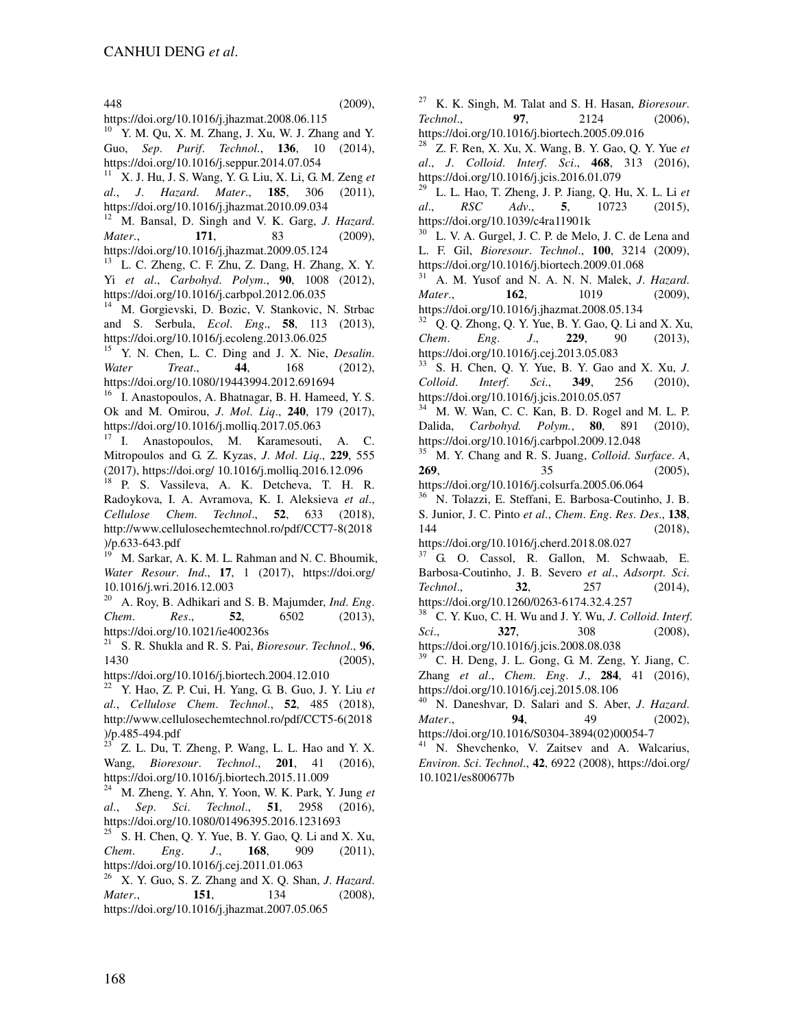448 (2009), https://doi.org/10.1016/j.jhazmat.2008.06.115

[10] Y. M. Qu, X. M. Zhang, J. Xu, W. J. Zhang and Y. Guo, *Sep. Purif. Technol.*, **136**, 10 (2014), https://doi.org/10.1016/j.seppur.2014.07.054

[11] X. J. Hu, J. S. Wang, Y. G. Liu, X. Li, G. M. Zeng *et al.*, *J. Hazard. Mater.*, **185**, 306 (2011), https://doi.org/10.1016/j.jhazmat.2010.09.034

[12] M. Bansal, D. Singh and V. K. Garg, *J. Hazard. Mater.*, **171**, 83 (2009), https://doi.org/10.1016/j.jhazmat.2009.05.124

[13] L. C. Zheng, C. F. Zhu, Z. Dang, H. Zhang, X. Y. Yi *et al.*, *Carbohyd. Polym.*, **90**, 1008 (2012), https://doi.org/10.1016/j.carbpol.2012.06.035

[14] M. Gorgievski, D. Bozic, V. Stankovic, N. Strbac and S. Serbula, *Ecol. Eng.*, **58**, 113 (2013), https://doi.org/10.1016/j.ecoleng.2013.06.025

[15] Y. N. Chen, L. C. Ding and J. X. Nie, *Desalin. Water Treat.*, **44**, 168 (2012), https://doi.org/10.1080/19443994.2012.691694

[16] I. Anastopoulos, A. Bhatnagar, B. H. Hameed, Y. S. Ok and M. Omirou, *J. Mol. Liq.*, **240**, 179 (2017), https://doi.org/10.1016/j.molliq.2017.05.063

[17] I. Anastopoulos, M. Karamesouti, A. C. Mitropoulos and G. Z. Kyzas, *J. Mol. Liq.*, **229**, 555 (2017), https://doi.org/ 10.1016/j.molliq.2016.12.096

[18] P. S. Vassileva, A. K. Detcheva, T. H. R. Radoykova, I. A. Avramova, K. I. Aleksieva *et al.*, *Cellulose Chem. Technol.*, **52**, 633 (2018), http://www.cellulosechemtechnol.ro/pdf/CCT7-8(2018)/p.633-643.pdf

[19] M. Sarkar, A. K. M. L. Rahman and N. C. Bhoumik, *Water Resour. Ind.*, **17**, 1 (2017), https://doi.org/ 10.1016/j.wri.2016.12.003

[20] A. Roy, B. Adhikari and S. B. Majumder, *Ind. Eng. Chem. Res.*, **52**, 6502 (2013), https://doi.org/10.1021/ie400236s

[21] S. R. Shukla and R. S. Pai, *Bioresour. Technol.*, **96**, 1430 (2005), https://doi.org/10.1016/j.biortech.2004.12.010

[22] Y. Hao, Z. P. Cui, H. Yang, G. B. Guo, J. Y. Liu *et al.*, *Cellulose Chem. Technol.*, **52**, 485 (2018), http://www.cellulosechemtechnol.ro/pdf/CCT5-6(2018)/p.485-494.pdf

[23] Z. L. Du, T. Zheng, P. Wang, L. L. Hao and Y. X. Wang, *Bioresour. Technol.*, **201**, 41 (2016), https://doi.org/10.1016/j.biortech.2015.11.009

[24] M. Zheng, Y. Ahn, Y. Yoon, W. K. Park, Y. Jung *et al.*, *Sep. Sci. Technol.*, **51**, 2958 (2016), https://doi.org/10.1080/01496395.2016.1231693

[25] S. H. Chen, Q. Y. Yue, B. Y. Gao, Q. Li and X. Xu, *Chem. Eng. J.*, **168**, 909 (2011), https://doi.org/10.1016/j.cej.2011.01.063

[26] X. Y. Guo, S. Z. Zhang and X. Q. Shan, *J. Hazard. Mater.*, **151**, 134 (2008), https://doi.org/10.1016/j.jhazmat.2007.05.065

[27] K. K. Singh, M. Talat and S. H. Hasan, *Bioresour. Technol.*, **97**, 2124 (2006), https://doi.org/10.1016/j.biortech.2005.09.016

[28] Z. F. Ren, X. Xu, X. Wang, B. Y. Gao, Q. Y. Yue *et al.*, *J. Colloid. Interf. Sci.*, **468**, 313 (2016), https://doi.org/10.1016/j.jcis.2016.01.079

[29] L. L. Hao, T. Zheng, J. P. Jiang, Q. Hu, X. L. Li *et al.*, *RSC Adv.*, **5**, 10723 (2015), https://doi.org/10.1039/c4ra11901k

[30] L. V. A. Gurgel, J. C. P. de Melo, J. C. de Lena and L. F. Gil, *Bioresour. Technol.*, **100**, 3214 (2009), https://doi.org/10.1016/j.biortech.2009.01.068

[31] A. M. Yusof and N. A. N. N. Malek, *J. Hazard. Mater.*, **162**, 1019 (2009), https://doi.org/10.1016/j.jhazmat.2008.05.134

[32] Q. Q. Zhong, Q. Y. Yue, B. Y. Gao, Q. Li and X. Xu, *Chem. Eng. J.*, **229**, 90 (2013), https://doi.org/10.1016/j.cej.2013.05.083

[33] S. H. Chen, Q. Y. Yue, B. Y. Gao and X. Xu, *J. Colloid. Interf. Sci.*, **349**, 256 (2010), https://doi.org/10.1016/j.jcis.2010.05.057

[34] M. W. Wan, C. C. Kan, B. D. Rogel and M. L. P. Dalida, *Carbohyd. Polym.*, **80**, 891 (2010), https://doi.org/10.1016/j.carbpol.2009.12.048

[35] M. Y. Chang and R. S. Juang, *Colloid. Surface. A*, **269**, 35 (2005), https://doi.org/10.1016/j.colsurfa.2005.06.064

[36] N. Tolazzi, E. Steffani, E. Barbosa-Coutinho, J. B. S. Junior, J. C. Pinto *et al.*, *Chem. Eng. Res. Des.*, **138**, 144 (2018), https://doi.org/10.1016/j.cherd.2018.08.027

[37] G. O. Cassol, R. Gallon, M. Schwaab, E. Barbosa-Coutinho, J. B. Severo *et al.*, *Adsorpt. Sci. Technol.*, **32**, 257 (2014), https://doi.org/10.1260/0263-6174.32.4.257

[38] C. Y. Kuo, C. H. Wu and J. Y. Wu, *J. Colloid. Interf. Sci.*, **327**, 308 (2008), https://doi.org/10.1016/j.jcis.2008.08.038

[39] C. H. Deng, J. L. Gong, G. M. Zeng, Y. Jiang, C. Zhang *et al.*, *Chem. Eng. J.*, **284**, 41 (2016), https://doi.org/10.1016/j.cej.2015.08.106

[40] N. Daneshvar, D. Salari and S. Aber, *J. Hazard. Mater.*, **94**, 49 (2002), https://doi.org/10.1016/S0304-3894(02)00054-7

[41] N. Shevchenko, V. Zaitsev and A. Walcarius, *Environ. Sci. Technol.*, **42**, 6922 (2008), https://doi.org/ 10.1021/es800677b